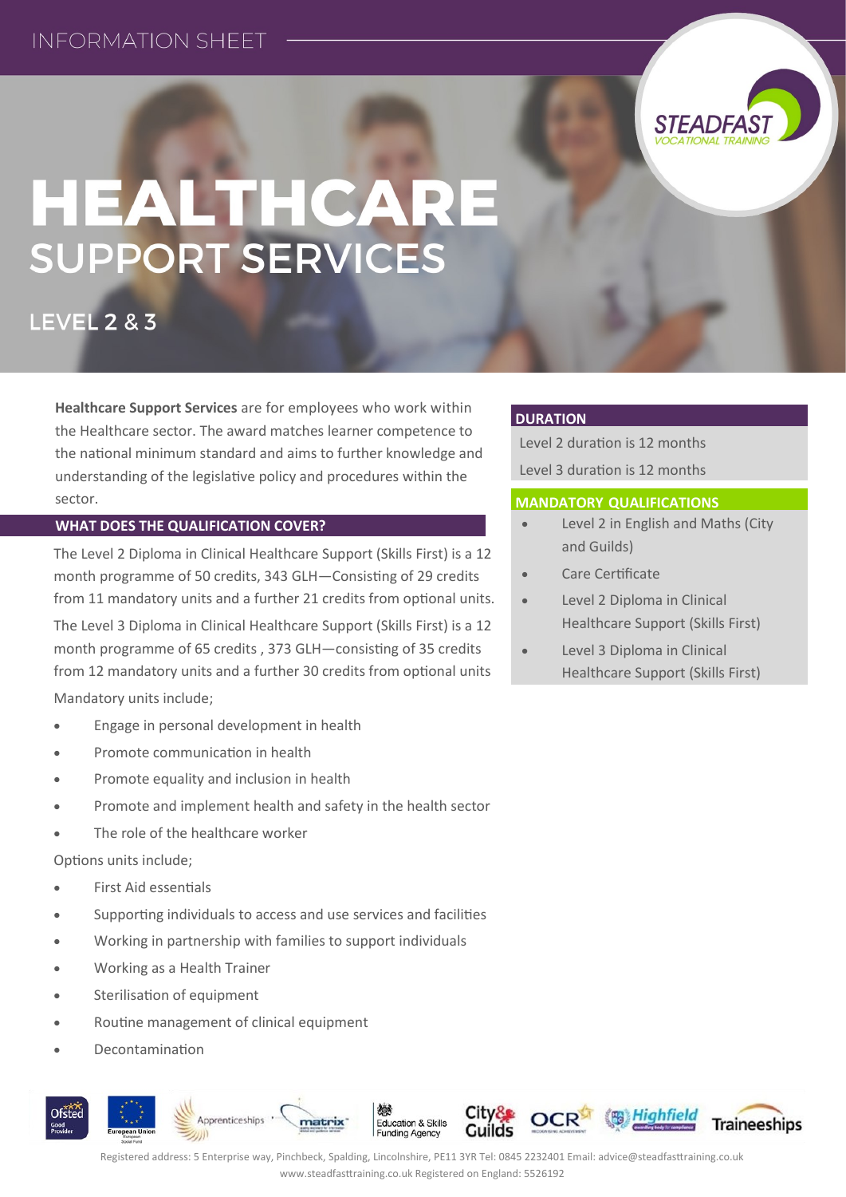INFORMATION SHEET

# HEALTHCARE SUPPORT SERVICES

## LEVEL 2 & 3

**Healthcare Support Services** are for employees who work within the Healthcare sector. The award matches learner competence to the national minimum standard and aims to further knowledge and understanding of the legislative policy and procedures within the sector.

### WHAT DOES THE QUALIFICATION COVER?

The Level 2 Diploma in Clinical Healthcare Support (Skills First) is a 12 month programme of 50 credits, 343 GLH—Consisting of 29 credits from 11 mandatory units and a further 21 credits from optional units.

The Level 3 Diploma in Clinical Healthcare Support (Skills First) is a 12 month programme of 65 credits , 373 GLH—consisting of 35 credits from 12 mandatory units and a further 30 credits from optional units

Mandatory units include;

- Engage in personal development in health
- Promote communication in health
- Promote equality and inclusion in health
- Promote and implement health and safety in the health sector
- The role of the healthcare worker

Options units include;

- First Aid essentials
- Supporting individuals to access and use services and facilities
- Working in partnership with families to support individuals
- Working as a Health Trainer
- Sterilisation of equipment
- Routine management of clinical equipment
- Decontamination

### DURATION

Level 2 duration is 12 months

Level 3 duration is 12 months

### MANDATORY QUALIFICATIONS

- Level 2 in English and Maths (City and Guilds)
- Care Certificate
- Level 2 Diploma in Clinical Healthcare Support (Skills First)
- Level 3 Diploma in Clinical Healthcare Support (Skills First)

Registered address: 5 Enterprise way, Pinchbeck, Spalding, Lincolnshire, PE11 3YR Tel: 0845 2232401 Email: advice@steadfasttraining.co.uk www.steadfasttraining.co.uk Registered on England: 5526192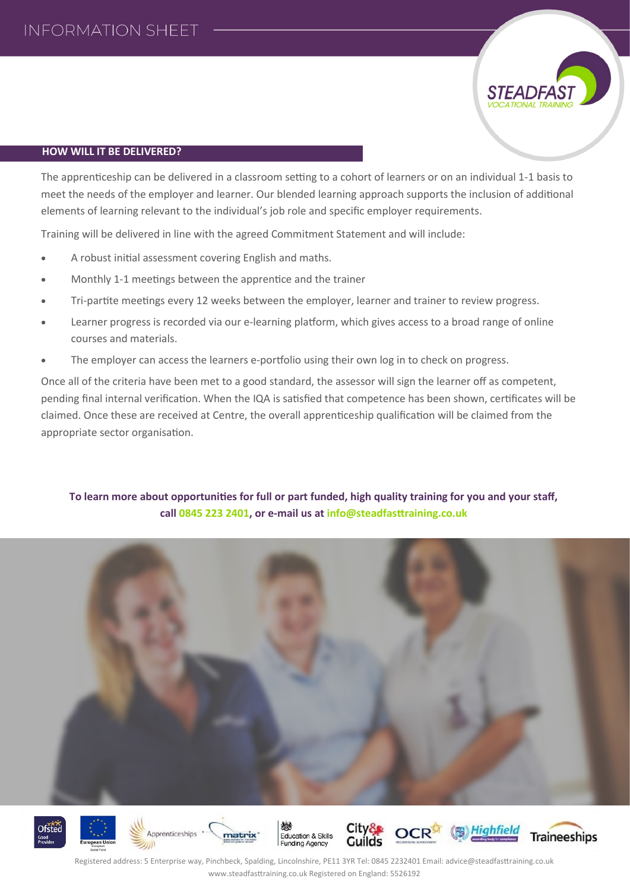## HOW WILL IT BE DELIVERED?

The apprenticeship can be delivered in a classroom setting to a cohort of learners or on an individual 1-1 basis to meet the needs of the employer and learner. Our blended learning approach supports the inclusion of additional elements of learning relevant to the individual's job role and specific employer requirements.

Training will be delivered in line with the agreed Commitment Statement and will include:

- A robust initial assessment covering English and maths.
- Monthly 1-1 meetings between the apprentice and the trainer
- Tri-partite meetings every 12 weeks between the employer, learner and trainer to review progress.
- Learner progress is recorded via our e-learning platform, which gives access to a broad range of online courses and materials.
- The employer can access the learners e-portfolio using their own log in to check on progress.

Once all of the criteria have been met to a good standard, the assessor will sign the learner off as competent, pending final internal verification. When the IQA is satisfied that competence has been shown, certificates will be claimed. Once these are received at Centre, the overall apprenticeship qualification will be claimed from the appropriate sector organisation.

**To learn more about opportunities for full or part funded, high quality training for you and your staff, call 0845 223 2401, or e-mail us at info@steadfasttraining.co.uk**

Registered address: 5 Enterprise way, Pinchbeck, Spalding, Lincolnshire, PE11 3YR Tel: 0845 2232401 Email: advice@steadfasttraining.co.uk
www.steadfasttraining.co.uk Registered on England: 5526192